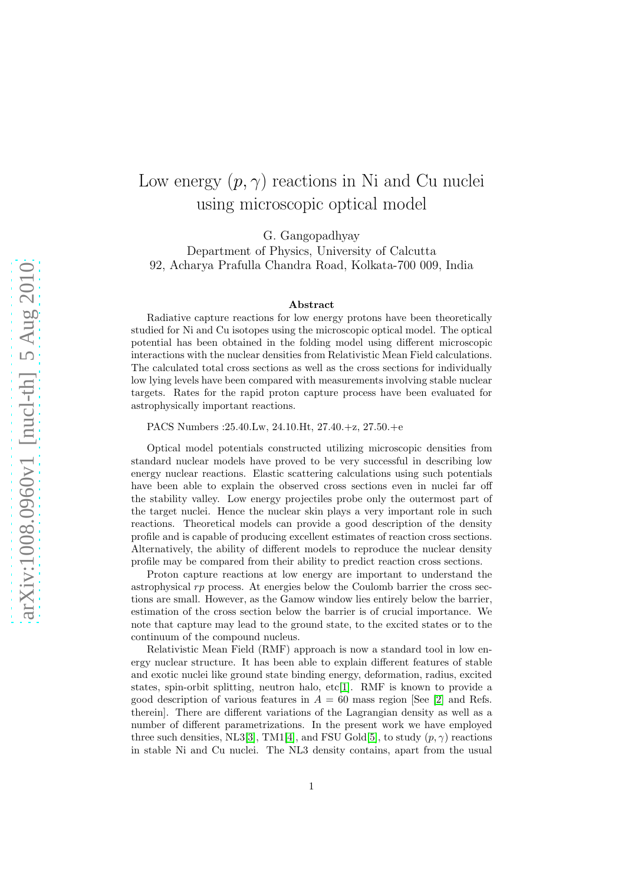# Low energy $(p, \gamma)$ reactions in Ni and Cu nuclei using microscopic optical model

G. Gangopadhyay
Department of Physics, University of Calcutta
92, Acharya Prafulla Chandra Road, Kolkata-700 009, India

## Abstract

Radiative capture reactions for low energy protons have been theoretically studied for Ni and Cu isotopes using the microscopic optical model. The optical potential has been obtained in the folding model using different microscopic interactions with the nuclear densities from Relativistic Mean Field calculations. The calculated total cross sections as well as the cross sections for individually low lying levels have been compared with measurements involving stable nuclear targets. Rates for the rapid proton capture process have been evaluated for astrophysically important reactions.

PACS Numbers :25.40.Lw, 24.10.Ht, 27.40.+z, 27.50.+e

Optical model potentials constructed utilizing microscopic densities from standard nuclear models have proved to be very successful in describing low energy nuclear reactions. Elastic scattering calculations using such potentials have been able to explain the observed cross sections even in nuclei far off the stability valley. Low energy projectiles probe only the outermost part of the target nuclei. Hence the nuclear skin plays a very important role in such reactions. Theoretical models can provide a good description of the density profile and is capable of producing excellent estimates of reaction cross sections. Alternatively, the ability of different models to reproduce the nuclear density profile may be compared from their ability to predict reaction cross sections.

Proton capture reactions at low energy are important to understand the astrophysical *rp* process. At energies below the Coulomb barrier the cross sections are small. However, as the Gamow window lies entirely below the barrier, estimation of the cross section below the barrier is of crucial importance. We note that capture may lead to the ground state, to the excited states or to the continuum of the compound nucleus.

Relativistic Mean Field (RMF) approach is now a standard tool in low energy nuclear structure. It has been able to explain different features of stable and exotic nuclei like ground state binding energy, deformation, radius, excited states, spin-orbit splitting, neutron halo, etc[1]. RMF is known to provide a good description of various features in $A = 60$ mass region [See [2] and Refs. therein]. There are different variations of the Lagrangian density as well as a number of different parametrizations. In the present work we have employed three such densities, NL3[3], TM1[4], and FSU Gold[5], to study $(p, \gamma)$ reactions in stable Ni and Cu nuclei. The NL3 density contains, apart from the usual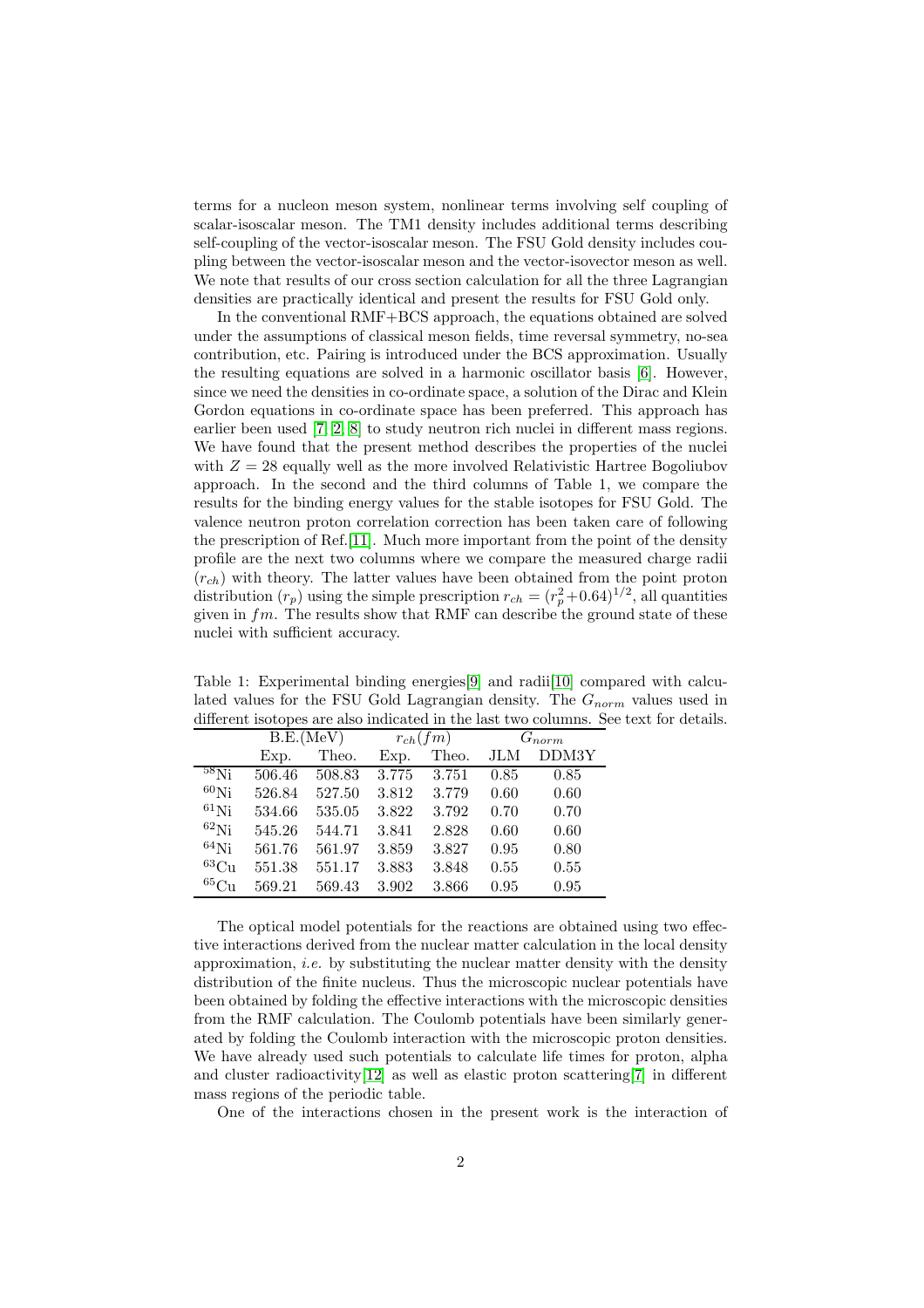terms for a nucleon meson system, nonlinear terms involving self coupling of scalar-isoscalar meson. The TM1 density includes additional terms describing self-coupling of the vector-isoscalar meson. The FSU Gold density includes coupling between the vector-isoscalar meson and the vector-isovector meson as well. We note that results of our cross section calculation for all the three Lagrangian densities are practically identical and present the results for FSU Gold only.

In the conventional RMF+BCS approach, the equations obtained are solved under the assumptions of classical meson fields, time reversal symmetry, no-sea contribution, etc. Pairing is introduced under the BCS approximation. Usually the resulting equations are solved in a harmonic oscillator basis [6]. However, since we need the densities in co-ordinate space, a solution of the Dirac and Klein Gordon equations in co-ordinate space has been preferred. This approach has earlier been used [7, 2, 8] to study neutron rich nuclei in different mass regions. We have found that the present method describes the properties of the nuclei with $Z = 28$ equally well as the more involved Relativistic Hartree Bogoliubov approach. In the second and the third columns of Table 1, we compare the results for the binding energy values for the stable isotopes for FSU Gold. The valence neutron proton correlation correction has been taken care of following the prescription of Ref.[11]. Much more important from the point of the density profile are the next two columns where we compare the measured charge radii ($r_{ch}$) with theory. The latter values have been obtained from the point proton distribution ($r_p$) using the simple prescription $r_{ch} = (r_p^2 + 0.64)^{1/2}$, all quantities given in $fm$. The results show that RMF can describe the ground state of these nuclei with sufficient accuracy.

Table 1: Experimental binding energies[9] and radii[10] compared with calculated values for the FSU Gold Lagrangian density. The $G_{norm}$ values used in different isotopes are also indicated in the last two columns. See text for details.

| | B.E.(MeV) | | $r_{ch}(fm)$ | | $G_{norm}$ | |
|---|---|---|---|---|---|---|
| | Exp. | Theo. | Exp. | Theo. | JLM | DDM3Y |
| $^{58}$Ni | 506.46 | 508.83 | 3.775 | 3.751 | 0.85 | 0.85 |
| $^{60}$Ni | 526.84 | 527.50 | 3.812 | 3.779 | 0.60 | 0.60 |
| $^{61}$Ni | 534.66 | 535.05 | 3.822 | 3.792 | 0.70 | 0.70 |
| $^{62}$Ni | 545.26 | 544.71 | 3.841 | 2.828 | 0.60 | 0.60 |
| $^{64}$Ni | 561.76 | 561.97 | 3.859 | 3.827 | 0.95 | 0.80 |
| $^{63}$Cu | 551.38 | 551.17 | 3.883 | 3.848 | 0.55 | 0.55 |
| $^{65}$Cu | 569.21 | 569.43 | 3.902 | 3.866 | 0.95 | 0.95 |

The optical model potentials for the reactions are obtained using two effective interactions derived from the nuclear matter calculation in the local density approximation, *i.e.* by substituting the nuclear matter density with the density distribution of the finite nucleus. Thus the microscopic nuclear potentials have been obtained by folding the effective interactions with the microscopic densities from the RMF calculation. The Coulomb potentials have been similarly generated by folding the Coulomb interaction with the microscopic proton densities. We have already used such potentials to calculate life times for proton, alpha and cluster radioactivity[12] as well as elastic proton scattering[7] in different mass regions of the periodic table.

One of the interactions chosen in the present work is the interaction of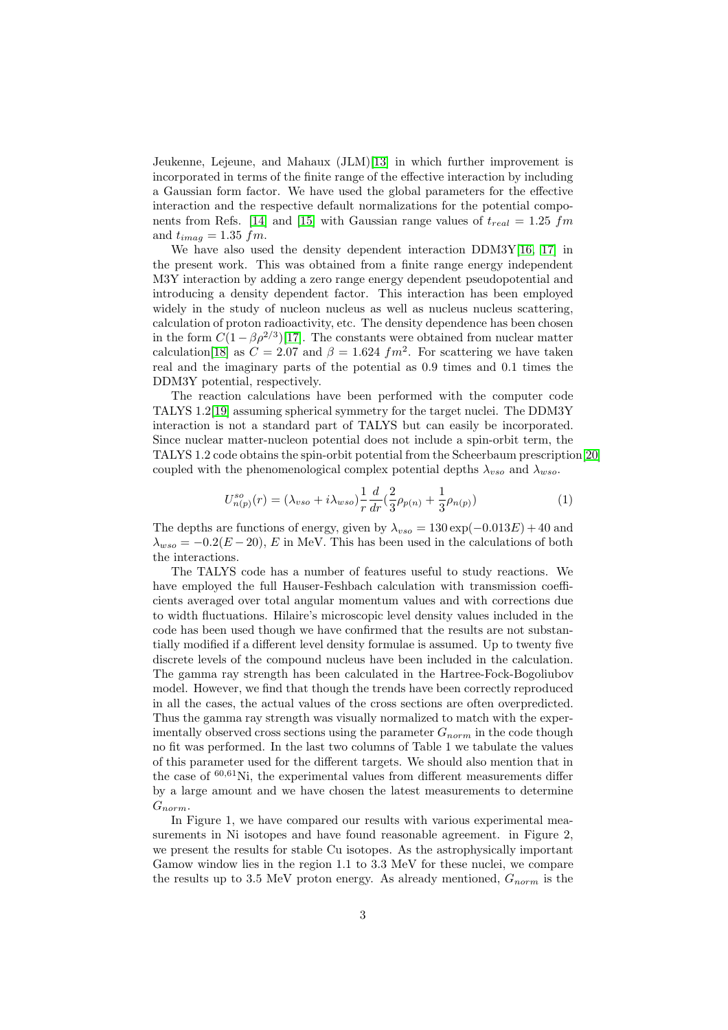Jeukenne, Lejeune, and Mahaux (JLM)[13] in which further improvement is incorporated in terms of the finite range of the effective interaction by including a Gaussian form factor. We have used the global parameters for the effective interaction and the respective default normalizations for the potential components from Refs. [14] and [15] with Gaussian range values of $t_{real} = 1.25\ fm$ and $t_{imag} = 1.35\ fm$.

We have also used the density dependent interaction DDM3Y[16, 17] in the present work. This was obtained from a finite range energy independent M3Y interaction by adding a zero range energy dependent pseudopotential and introducing a density dependent factor. This interaction has been employed widely in the study of nucleon nucleus as well as nucleus nucleus scattering, calculation of proton radioactivity, etc. The density dependence has been chosen in the form $C(1 - \beta\rho^{2/3})$[17]. The constants were obtained from nuclear matter calculation[18] as $C = 2.07$ and $\beta = 1.624\ fm^2$. For scattering we have taken real and the imaginary parts of the potential as 0.9 times and 0.1 times the DDM3Y potential, respectively.

The reaction calculations have been performed with the computer code TALYS 1.2[19] assuming spherical symmetry for the target nuclei. The DDM3Y interaction is not a standard part of TALYS but can easily be incorporated. Since nuclear matter-nucleon potential does not include a spin-orbit term, the TALYS 1.2 code obtains the spin-orbit potential from the Scheerbaum prescription[20] coupled with the phenomenological complex potential depths $\lambda_{vso}$ and $\lambda_{wso}$.

$$U^{so}_{n(p)}(r) = (\lambda_{vso} + i\lambda_{wso})\frac{1}{r}\frac{d}{dr}(\frac{2}{3}\rho_{p(n)} + \frac{1}{3}\rho_{n(p)}) \tag{1}$$

The depths are functions of energy, given by $\lambda_{vso} = 130\exp(-0.013E) + 40$ and $\lambda_{wso} = -0.2(E - 20)$, $E$ in MeV. This has been used in the calculations of both the interactions.

The TALYS code has a number of features useful to study reactions. We have employed the full Hauser-Feshbach calculation with transmission coefficients averaged over total angular momentum values and with corrections due to width fluctuations. Hilaire's microscopic level density values included in the code has been used though we have confirmed that the results are not substantially modified if a different level density formulae is assumed. Up to twenty five discrete levels of the compound nucleus have been included in the calculation. The gamma ray strength has been calculated in the Hartree-Fock-Bogoliubov model. However, we find that though the trends have been correctly reproduced in all the cases, the actual values of the cross sections are often overpredicted. Thus the gamma ray strength was visually normalized to match with the experimentally observed cross sections using the parameter $G_{norm}$ in the code though no fit was performed. In the last two columns of Table 1 we tabulate the values of this parameter used for the different targets. We should also mention that in the case of $^{60,61}$Ni, the experimental values from different measurements differ by a large amount and we have chosen the latest measurements to determine $G_{norm}$.

In Figure 1, we have compared our results with various experimental measurements in Ni isotopes and have found reasonable agreement. in Figure 2, we present the results for stable Cu isotopes. As the astrophysically important Gamow window lies in the region 1.1 to 3.3 MeV for these nuclei, we compare the results up to 3.5 MeV proton energy. As already mentioned, $G_{norm}$ is the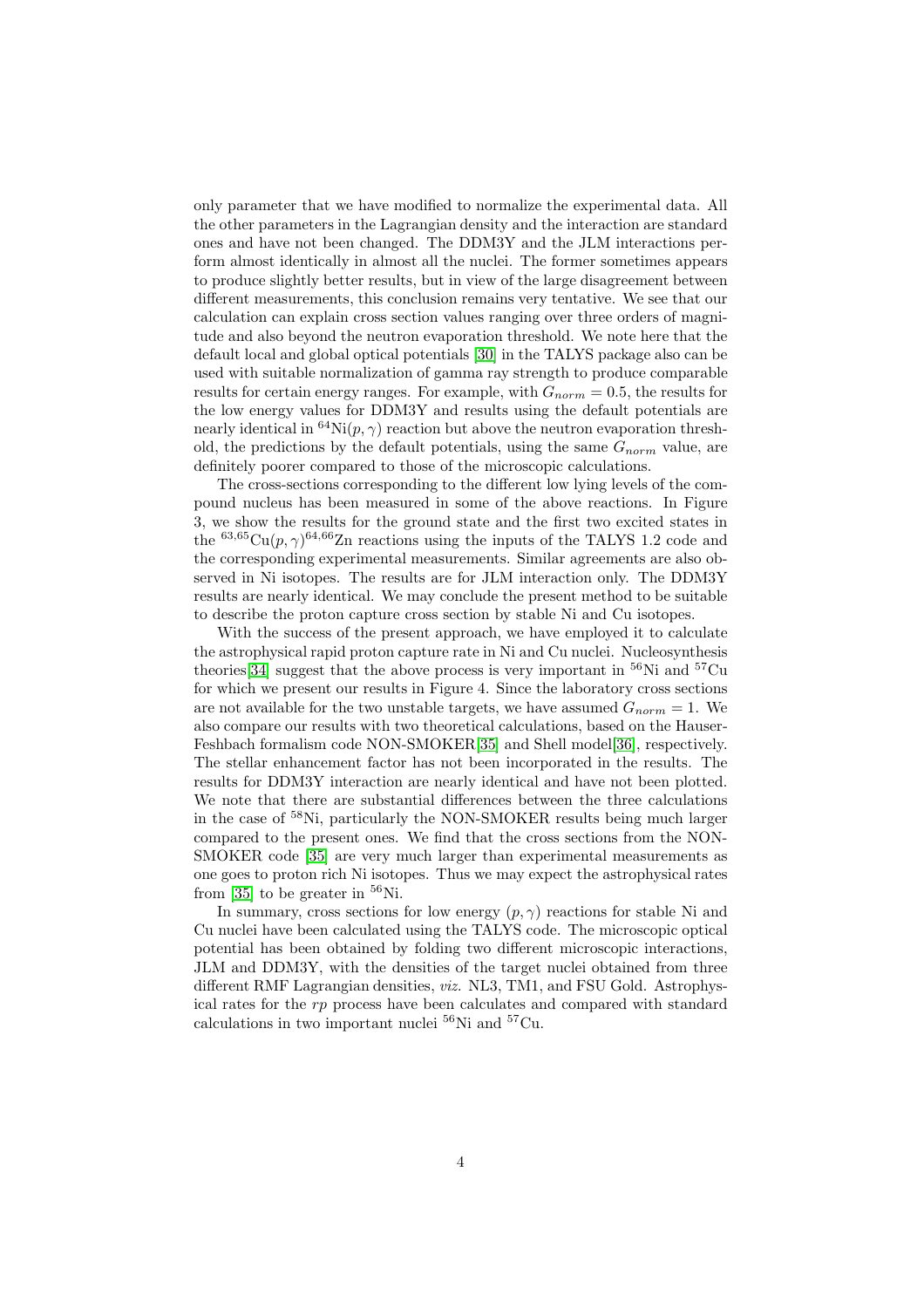only parameter that we have modified to normalize the experimental data. All the other parameters in the Lagrangian density and the interaction are standard ones and have not been changed. The DDM3Y and the JLM interactions perform almost identically in almost all the nuclei. The former sometimes appears to produce slightly better results, but in view of the large disagreement between different measurements, this conclusion remains very tentative. We see that our calculation can explain cross section values ranging over three orders of magnitude and also beyond the neutron evaporation threshold. We note here that the default local and global optical potentials [30] in the TALYS package also can be used with suitable normalization of gamma ray strength to produce comparable results for certain energy ranges. For example, with $G_{norm} = 0.5$, the results for the low energy values for DDM3Y and results using the default potentials are nearly identical in $^{64}$Ni$(p, \gamma)$ reaction but above the neutron evaporation threshold, the predictions by the default potentials, using the same $G_{norm}$ value, are definitely poorer compared to those of the microscopic calculations.

The cross-sections corresponding to the different low lying levels of the compound nucleus has been measured in some of the above reactions. In Figure 3, we show the results for the ground state and the first two excited states in the $^{63,65}$Cu$(p, \gamma)^{64,66}$Zn reactions using the inputs of the TALYS 1.2 code and the corresponding experimental measurements. Similar agreements are also observed in Ni isotopes. The results are for JLM interaction only. The DDM3Y results are nearly identical. We may conclude the present method to be suitable to describe the proton capture cross section by stable Ni and Cu isotopes.

With the success of the present approach, we have employed it to calculate the astrophysical rapid proton capture rate in Ni and Cu nuclei. Nucleosynthesis theories[34] suggest that the above process is very important in $^{56}$Ni and $^{57}$Cu for which we present our results in Figure 4. Since the laboratory cross sections are not available for the two unstable targets, we have assumed $G_{norm} = 1$. We also compare our results with two theoretical calculations, based on the Hauser-Feshbach formalism code NON-SMOKER[35] and Shell model[36], respectively. The stellar enhancement factor has not been incorporated in the results. The results for DDM3Y interaction are nearly identical and have not been plotted. We note that there are substantial differences between the three calculations in the case of $^{58}$Ni, particularly the NON-SMOKER results being much larger compared to the present ones. We find that the cross sections from the NON-SMOKER code [35] are very much larger than experimental measurements as one goes to proton rich Ni isotopes. Thus we may expect the astrophysical rates from [35] to be greater in $^{56}$Ni.

In summary, cross sections for low energy $(p, \gamma)$ reactions for stable Ni and Cu nuclei have been calculated using the TALYS code. The microscopic optical potential has been obtained by folding two different microscopic interactions, JLM and DDM3Y, with the densities of the target nuclei obtained from three different RMF Lagrangian densities, *viz.* NL3, TM1, and FSU Gold. Astrophysical rates for the *rp* process have been calculates and compared with standard calculations in two important nuclei $^{56}$Ni and $^{57}$Cu.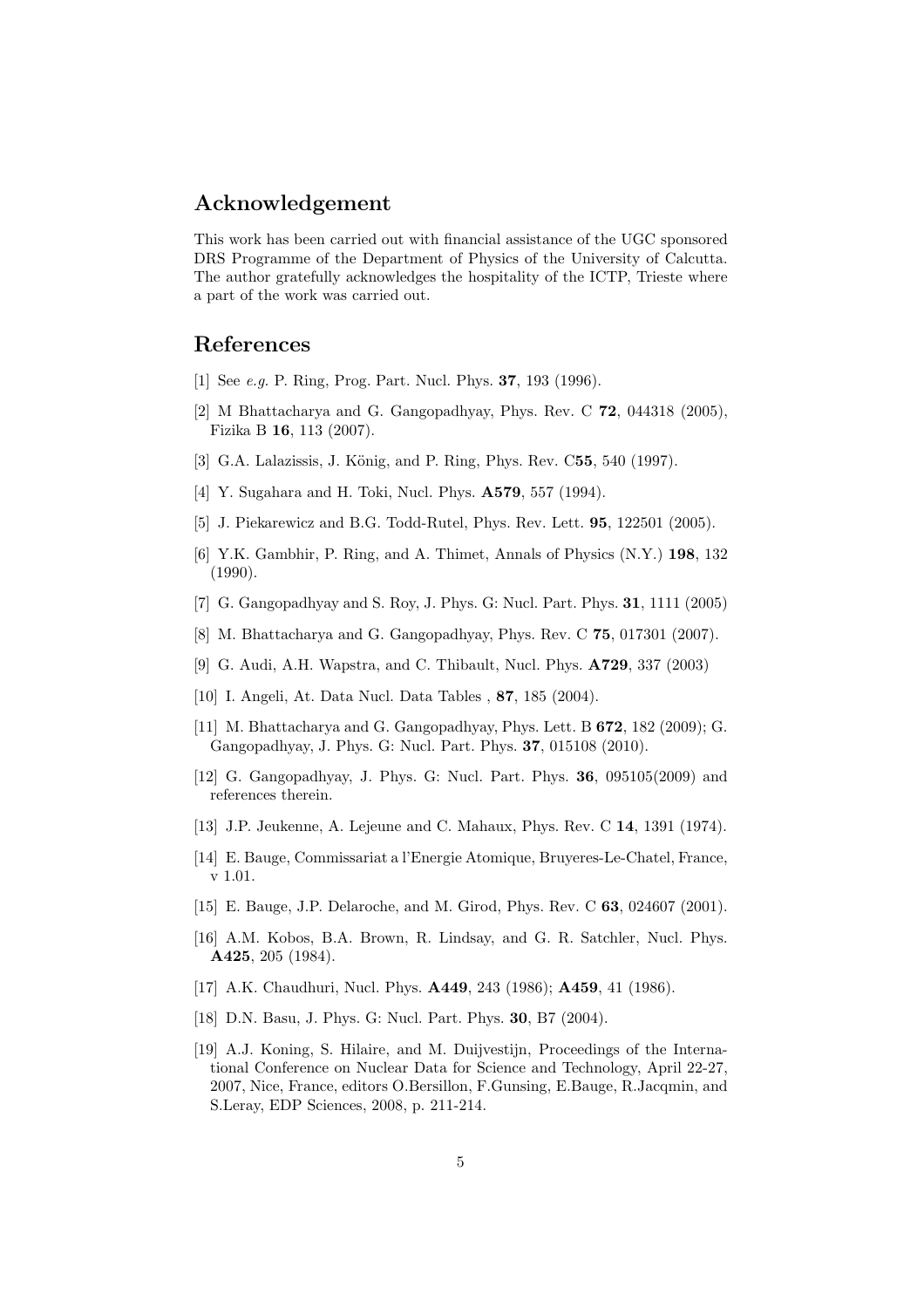## Acknowledgement

This work has been carried out with financial assistance of the UGC sponsored DRS Programme of the Department of Physics of the University of Calcutta. The author gratefully acknowledges the hospitality of the ICTP, Trieste where a part of the work was carried out.

## References

[1] See *e.g.* P. Ring, Prog. Part. Nucl. Phys. **37**, 193 (1996).

[2] M Bhattacharya and G. Gangopadhyay, Phys. Rev. C **72**, 044318 (2005), Fizika B **16**, 113 (2007).

[3] G.A. Lalazissis, J. König, and P. Ring, Phys. Rev. C**55**, 540 (1997).

[4] Y. Sugahara and H. Toki, Nucl. Phys. **A579**, 557 (1994).

[5] J. Piekarewicz and B.G. Todd-Rutel, Phys. Rev. Lett. **95**, 122501 (2005).

[6] Y.K. Gambhir, P. Ring, and A. Thimet, Annals of Physics (N.Y.) **198**, 132 (1990).

[7] G. Gangopadhyay and S. Roy, J. Phys. G: Nucl. Part. Phys. **31**, 1111 (2005)

[8] M. Bhattacharya and G. Gangopadhyay, Phys. Rev. C **75**, 017301 (2007).

[9] G. Audi, A.H. Wapstra, and C. Thibault, Nucl. Phys. **A729**, 337 (2003)

[10] I. Angeli, At. Data Nucl. Data Tables , **87**, 185 (2004).

[11] M. Bhattacharya and G. Gangopadhyay, Phys. Lett. B **672**, 182 (2009); G. Gangopadhyay, J. Phys. G: Nucl. Part. Phys. **37**, 015108 (2010).

[12] G. Gangopadhyay, J. Phys. G: Nucl. Part. Phys. **36**, 095105(2009) and references therein.

[13] J.P. Jeukenne, A. Lejeune and C. Mahaux, Phys. Rev. C **14**, 1391 (1974).

[14] E. Bauge, Commissariat a l'Energie Atomique, Bruyeres-Le-Chatel, France, v 1.01.

[15] E. Bauge, J.P. Delaroche, and M. Girod, Phys. Rev. C **63**, 024607 (2001).

[16] A.M. Kobos, B.A. Brown, R. Lindsay, and G. R. Satchler, Nucl. Phys. **A425**, 205 (1984).

[17] A.K. Chaudhuri, Nucl. Phys. **A449**, 243 (1986); **A459**, 41 (1986).

[18] D.N. Basu, J. Phys. G: Nucl. Part. Phys. **30**, B7 (2004).

[19] A.J. Koning, S. Hilaire, and M. Duijvestijn, Proceedings of the International Conference on Nuclear Data for Science and Technology, April 22-27, 2007, Nice, France, editors O.Bersillon, F.Gunsing, E.Bauge, R.Jacqmin, and S.Leray, EDP Sciences, 2008, p. 211-214.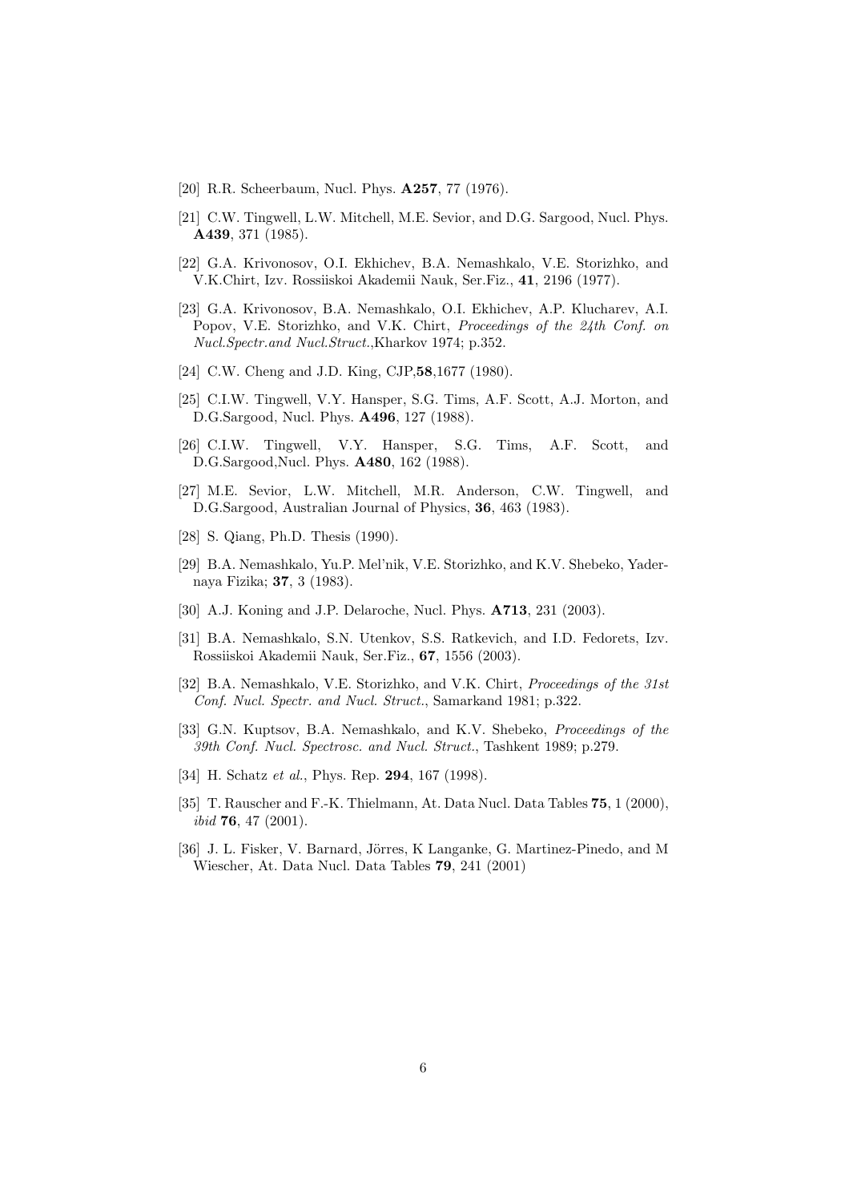[20] R.R. Scheerbaum, Nucl. Phys. **A257**, 77 (1976).

[21] C.W. Tingwell, L.W. Mitchell, M.E. Sevior, and D.G. Sargood, Nucl. Phys. **A439**, 371 (1985).

[22] G.A. Krivonosov, O.I. Ekhichev, B.A. Nemashkalo, V.E. Storizhko, and V.K.Chirt, Izv. Rossiiskoi Akademii Nauk, Ser.Fiz., **41**, 2196 (1977).

[23] G.A. Krivonosov, B.A. Nemashkalo, O.I. Ekhichev, A.P. Klucharev, A.I. Popov, V.E. Storizhko, and V.K. Chirt, *Proceedings of the 24th Conf. on Nucl.Spectr.and Nucl.Struct.*,Kharkov 1974; p.352.

[24] C.W. Cheng and J.D. King, CJP,**58**,1677 (1980).

[25] C.I.W. Tingwell, V.Y. Hansper, S.G. Tims, A.F. Scott, A.J. Morton, and D.G.Sargood, Nucl. Phys. **A496**, 127 (1988).

[26] C.I.W. Tingwell, V.Y. Hansper, S.G. Tims, A.F. Scott, and D.G.Sargood,Nucl. Phys. **A480**, 162 (1988).

[27] M.E. Sevior, L.W. Mitchell, M.R. Anderson, C.W. Tingwell, and D.G.Sargood, Australian Journal of Physics, **36**, 463 (1983).

[28] S. Qiang, Ph.D. Thesis (1990).

[29] B.A. Nemashkalo, Yu.P. Mel'nik, V.E. Storizhko, and K.V. Shebeko, Yadernaya Fizika; **37**, 3 (1983).

[30] A.J. Koning and J.P. Delaroche, Nucl. Phys. **A713**, 231 (2003).

[31] B.A. Nemashkalo, S.N. Utenkov, S.S. Ratkevich, and I.D. Fedorets, Izv. Rossiiskoi Akademii Nauk, Ser.Fiz., **67**, 1556 (2003).

[32] B.A. Nemashkalo, V.E. Storizhko, and V.K. Chirt, *Proceedings of the 31st Conf. Nucl. Spectr. and Nucl. Struct.*, Samarkand 1981; p.322.

[33] G.N. Kuptsov, B.A. Nemashkalo, and K.V. Shebeko, *Proceedings of the 39th Conf. Nucl. Spectrosc. and Nucl. Struct.*, Tashkent 1989; p.279.

[34] H. Schatz *et al.*, Phys. Rep. **294**, 167 (1998).

[35] T. Rauscher and F.-K. Thielmann, At. Data Nucl. Data Tables **75**, 1 (2000), *ibid* **76**, 47 (2001).

[36] J. L. Fisker, V. Barnard, Jörres, K Langanke, G. Martinez-Pinedo, and M Wiescher, At. Data Nucl. Data Tables **79**, 241 (2001)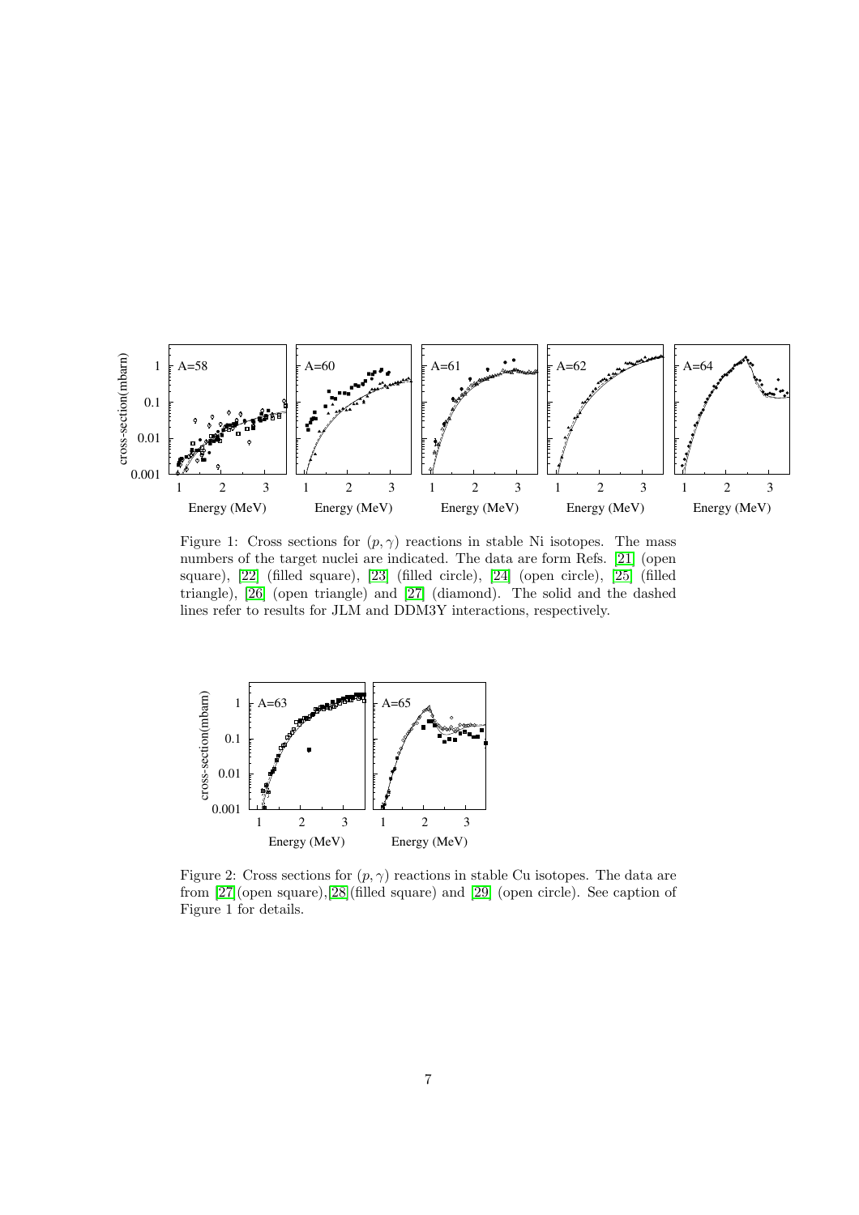Figure 1: Cross sections for $(p, \gamma)$ reactions in stable Ni isotopes. The mass numbers of the target nuclei are indicated. The data are form Refs. [21] (open square), [22] (filled square), [23] (filled circle), [24] (open circle), [25] (filled triangle), [26] (open triangle) and [27] (diamond). The solid and the dashed lines refer to results for JLM and DDM3Y interactions, respectively.

Figure 2: Cross sections for $(p, \gamma)$ reactions in stable Cu isotopes. The data are from [27](open square),[28](filled square) and [29] (open circle). See caption of Figure 1 for details.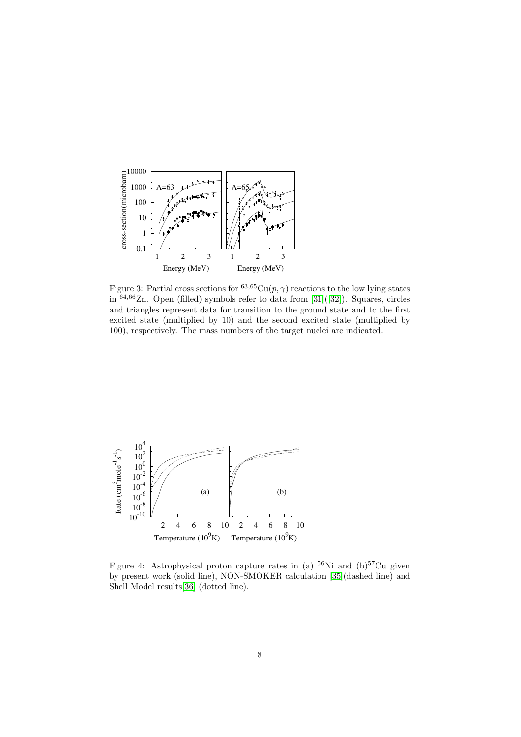cross-section(microbarn)
10000
1000
100
10
1
0.1
A=63
A=65
1 2 3
1 2 3
Energy (MeV)
Energy (MeV)

Figure 3: Partial cross sections for $^{63,65}Cu(p,\gamma)$ reactions to the low lying states in $^{64,66}Zn$. Open (filled) symbols refer to data from [31]([32]). Squares, circles and triangles represent data for transition to the ground state and to the first excited state (multiplied by 10) and the second excited state (multiplied by 100), respectively. The mass numbers of the target nuclei are indicated.

Rate (cm$^3$mole$^{-1}$s$^{-1}$)
$10^4$
$10^2$
$10^0$
$10^{-2}$
$10^{-4}$
$10^{-6}$
$10^{-8}$
$10^{-10}$
(a)
(b)
2 4 6 8 10
2 4 6 8 10
Temperature ($10^9$K)
Temperature ($10^9$K)

Figure 4: Astrophysical proton capture rates in (a) $^{56}Ni$ and (b)$^{57}Cu$ given by present work (solid line), NON-SMOKER calculation [35](dashed line) and Shell Model results[36] (dotted line).